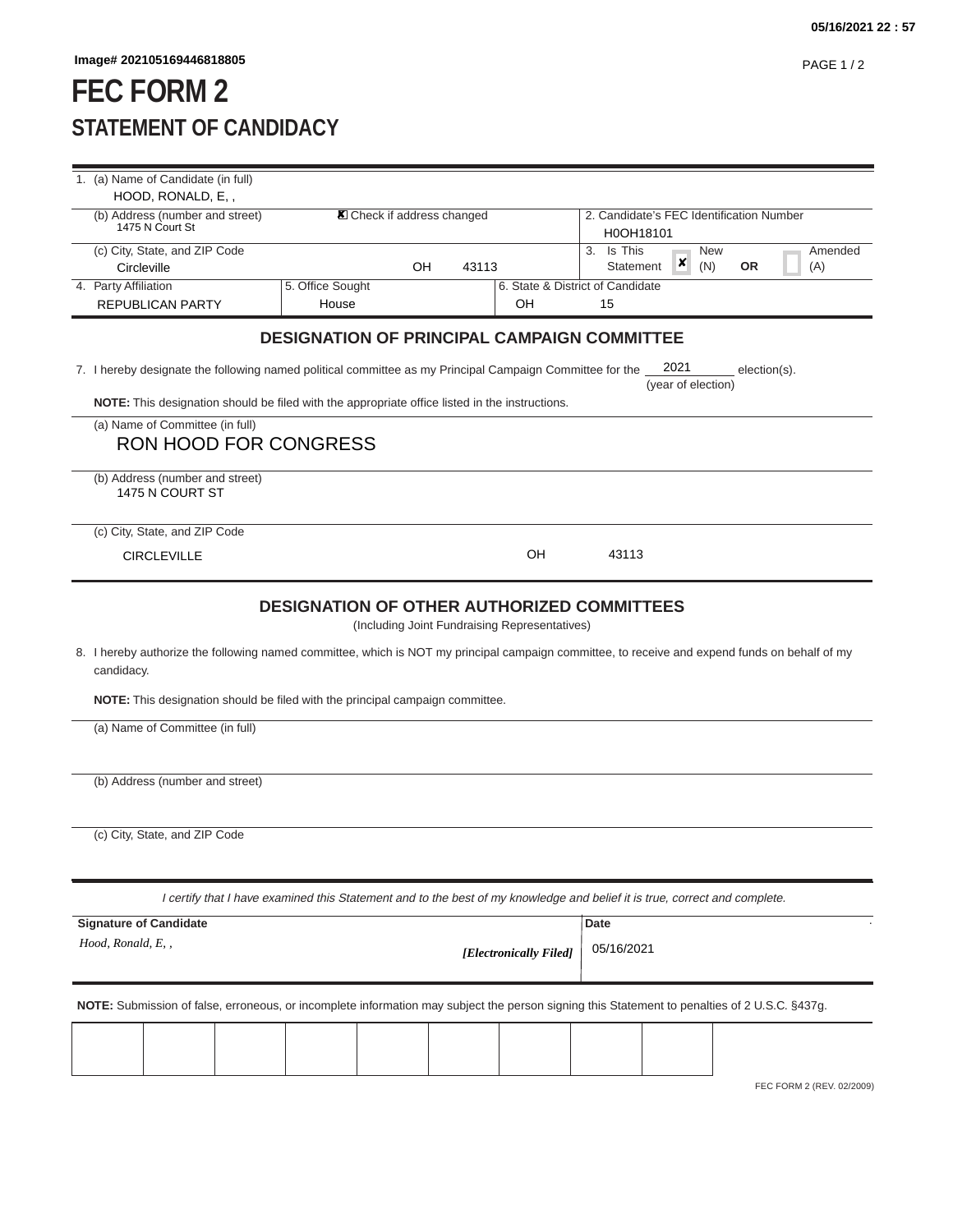Image# 202105169446818805

# FEC FORM 2

## STATEMENT OF CANDIDACY

| | | | |
|---|---|---|---|
| 1. (a) Name of Candidate (in full)<br>HOOD, RONALD, E, , | | | |
| (b) Address (number and street)<br>1475 N Court St | ☒ Check if address changed | | 2. Candidate's FEC Identification Number<br>H0OH18101 |
| (c) City, State, and ZIP Code<br>Circleville | OH 43113 | | 3. Is This Statement ☒ New (N) **OR** ☐ Amended (A) |
| 4. Party Affiliation<br>REPUBLICAN PARTY | 5. Office Sought<br>House | 6. State & District of Candidate<br>OH | 15 |

### DESIGNATION OF PRINCIPAL CAMPAIGN COMMITTEE

7. I hereby designate the following named political committee as my Principal Campaign Committee for the 2021 (year of election) election(s).

**NOTE:** This designation should be filed with the appropriate office listed in the instructions.

(a) Name of Committee (in full)
RON HOOD FOR CONGRESS

(b) Address (number and street)
1475 N COURT ST

(c) City, State, and ZIP Code
CIRCLEVILLE OH 43113

### DESIGNATION OF OTHER AUTHORIZED COMMITTEES

(Including Joint Fundraising Representatives)

8. I hereby authorize the following named committee, which is NOT my principal campaign committee, to receive and expend funds on behalf of my candidacy.

**NOTE:** This designation should be filed with the principal campaign committee.

(a) Name of Committee (in full)

(b) Address (number and street)

(c) City, State, and ZIP Code

*I certify that I have examined this Statement and to the best of my knowledge and belief it is true, correct and complete.*

| Signature of Candidate | Date |
|---|---|
| *Hood, Ronald, E, ,* ***[Electronically Filed]*** | 05/16/2021 |

**NOTE:** Submission of false, erroneous, or incomplete information may subject the person signing this Statement to penalties of 2 U.S.C. §437g.

FEC FORM 2 (REV. 02/2009)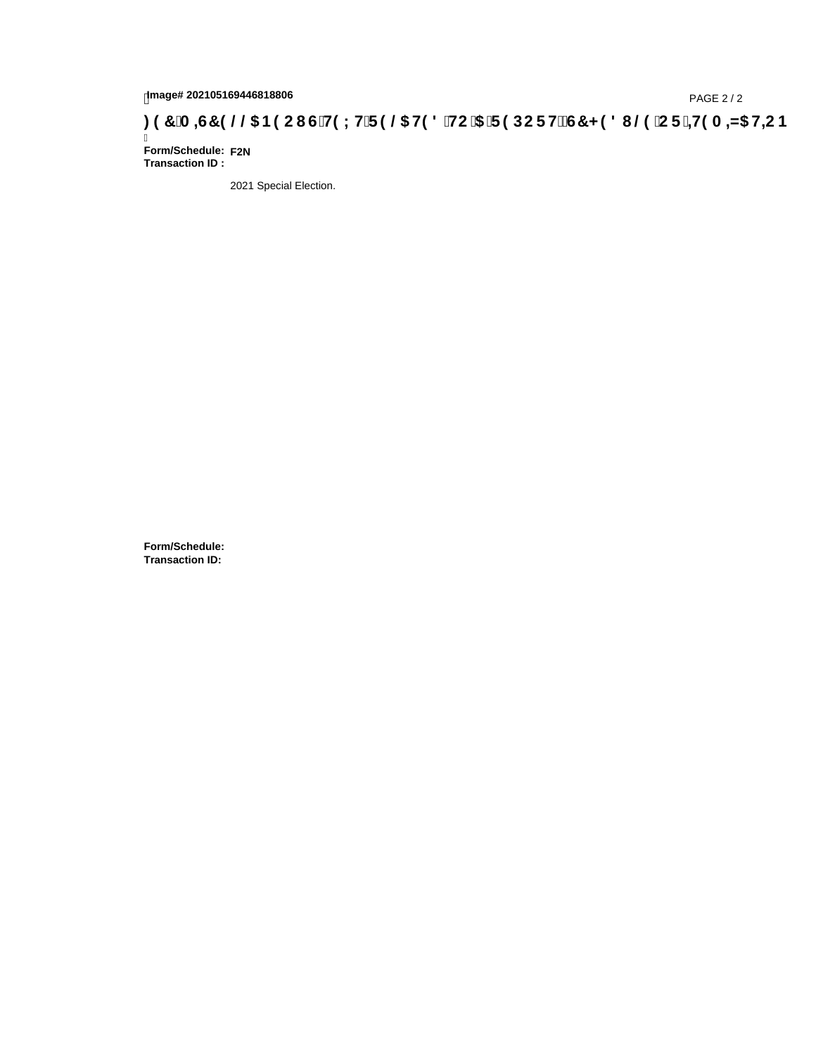**FEC MISCELLANEOUS TEXT RELATED TO A REPORT, SCHEDULE OR ITEMIZATION**

**Form/Schedule:** **F2N**
**Transaction ID :**

2021 Special Election.

**Form/Schedule:**
**Transaction ID:**